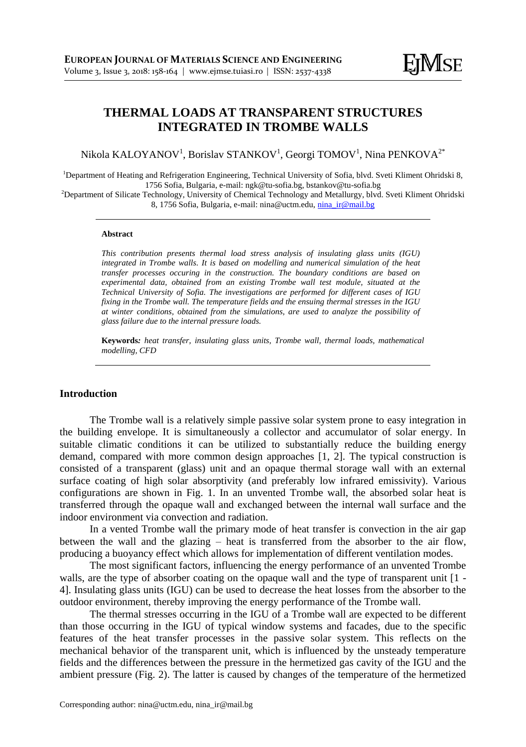# THERMAL LOADS AT TRANSPARENT STRUCTURES INTEGRATED IN TROMBE WALLS

Nikola KALOYANOV[1], Borislav STANKOV[1], Georgi TOMOV[1], Nina PENKOVA[2*]

[1]Department of Heating and Refrigeration Engineering, Technical University of Sofia, blvd. Sveti Kliment Ohridski 8, 1756 Sofia, Bulgaria, e-mail: ngk@tu-sofia.bg, bstankov@tu-sofia.bg

[2]Department of Silicate Technology, University of Chemical Technology and Metallurgy, blvd. Sveti Kliment Ohridski 8, 1756 Sofia, Bulgaria, e-mail: nina@uctm.edu, nina_ir@mail.bg

**Abstract**

*This contribution presents thermal load stress analysis of insulating glass units (IGU) integrated in Trombe walls. It is based on modelling and numerical simulation of the heat transfer processes occuring in the construction. The boundary conditions are based on experimental data, obtained from an existing Trombe wall test module, situated at the Technical University of Sofia. The investigations are performed for different cases of IGU fixing in the Trombe wall. The temperature fields and the ensuing thermal stresses in the IGU at winter conditions, obtained from the simulations, are used to analyze the possibility of glass failure due to the internal pressure loads.*

**Keywords:** *heat transfer, insulating glass units, Trombe wall, thermal loads, mathematical modelling, CFD*

## Introduction

The Trombe wall is a relatively simple passive solar system prone to easy integration in the building envelope. It is simultaneously a collector and accumulator of solar energy. In suitable climatic conditions it can be utilized to substantially reduce the building energy demand, compared with more common design approaches [1, 2]. The typical construction is consisted of a transparent (glass) unit and an opaque thermal storage wall with an external surface coating of high solar absorptivity (and preferably low infrared emissivity). Various configurations are shown in Fig. 1. In an unvented Trombe wall, the absorbed solar heat is transferred through the opaque wall and exchanged between the internal wall surface and the indoor environment via convection and radiation.

In a vented Trombe wall the primary mode of heat transfer is convection in the air gap between the wall and the glazing – heat is transferred from the absorber to the air flow, producing a buoyancy effect which allows for implementation of different ventilation modes.

The most significant factors, influencing the energy performance of an unvented Trombe walls, are the type of absorber coating on the opaque wall and the type of transparent unit [1 - 4]. Insulating glass units (IGU) can be used to decrease the heat losses from the absorber to the outdoor environment, thereby improving the energy performance of the Trombe wall.

The thermal stresses occurring in the IGU of a Trombe wall are expected to be different than those occurring in the IGU of typical window systems and facades, due to the specific features of the heat transfer processes in the passive solar system. This reflects on the mechanical behavior of the transparent unit, which is influenced by the unsteady temperature fields and the differences between the pressure in the hermetized gas cavity of the IGU and the ambient pressure (Fig. 2). The latter is caused by changes of the temperature of the hermetized

Corresponding author: nina@uctm.edu, nina_ir@mail.bg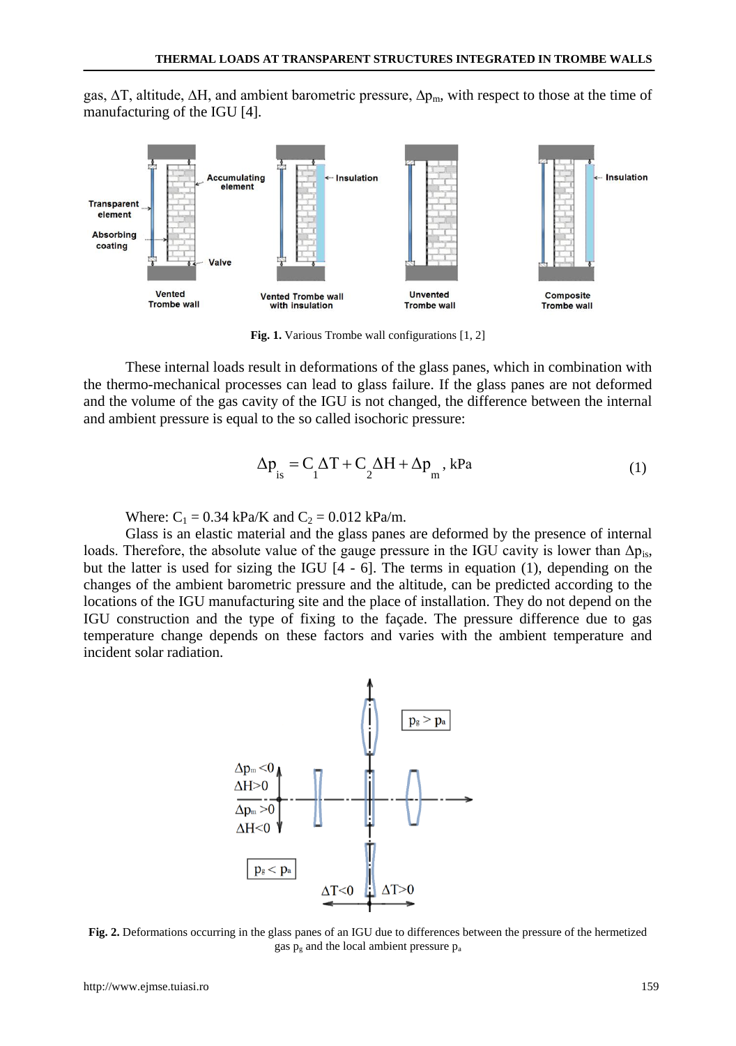gas, ΔT, altitude, ΔH, and ambient barometric pressure, $\Delta p_m$, with respect to those at the time of manufacturing of the IGU [4].

Fig. 1. Various Trombe wall configurations [1, 2]

These internal loads result in deformations of the glass panes, which in combination with the thermo-mechanical processes can lead to glass failure. If the glass panes are not deformed and the volume of the gas cavity of the IGU is not changed, the difference between the internal and ambient pressure is equal to the so called isochoric pressure:

$$\Delta p_{is} = C_1 \Delta T + C_2 \Delta H + \Delta p_m \text{, kPa} \tag{1}$$

Where: $C_1$ = 0.34 kPa/K and $C_2$ = 0.012 kPa/m.

Glass is an elastic material and the glass panes are deformed by the presence of internal loads. Therefore, the absolute value of the gauge pressure in the IGU cavity is lower than $\Delta p_{is}$, but the latter is used for sizing the IGU [4 - 6]. The terms in equation (1), depending on the changes of the ambient barometric pressure and the altitude, can be predicted according to the locations of the IGU manufacturing site and the place of installation. They do not depend on the IGU construction and the type of fixing to the façade. The pressure difference due to gas temperature change depends on these factors and varies with the ambient temperature and incident solar radiation.

Fig. 2. Deformations occurring in the glass panes of an IGU due to differences between the pressure of the hermetized gas $p_g$ and the local ambient pressure $p_a$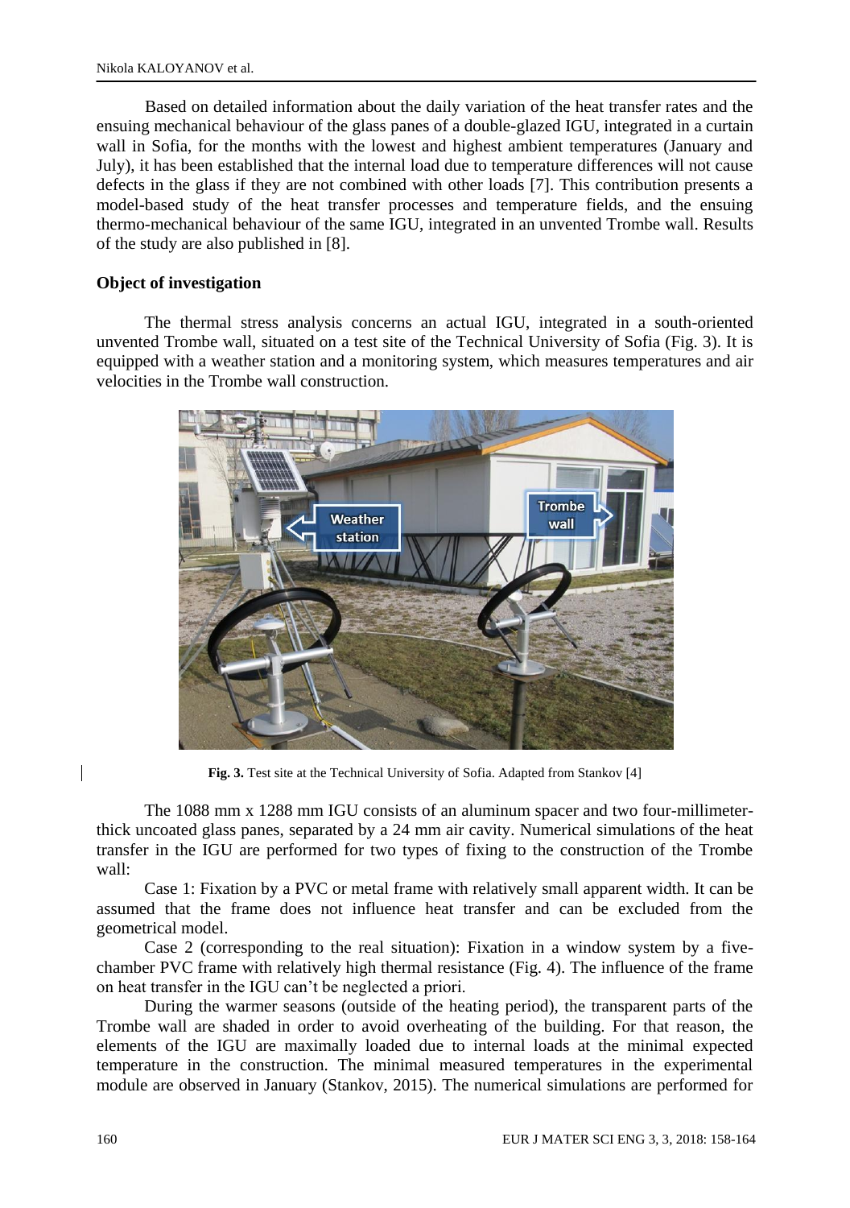Based on detailed information about the daily variation of the heat transfer rates and the ensuing mechanical behaviour of the glass panes of a double-glazed IGU, integrated in a curtain wall in Sofia, for the months with the lowest and highest ambient temperatures (January and July), it has been established that the internal load due to temperature differences will not cause defects in the glass if they are not combined with other loads [7]. This contribution presents a model-based study of the heat transfer processes and temperature fields, and the ensuing thermo-mechanical behaviour of the same IGU, integrated in an unvented Trombe wall. Results of the study are also published in [8].

## Object of investigation

The thermal stress analysis concerns an actual IGU, integrated in a south-oriented unvented Trombe wall, situated on a test site of the Technical University of Sofia (Fig. 3). It is equipped with a weather station and a monitoring system, which measures temperatures and air velocities in the Trombe wall construction.

**Fig. 3.** Test site at the Technical University of Sofia. Adapted from Stankov [4]

The 1088 mm x 1288 mm IGU consists of an aluminum spacer and two four-millimeter-thick uncoated glass panes, separated by a 24 mm air cavity. Numerical simulations of the heat transfer in the IGU are performed for two types of fixing to the construction of the Trombe wall:

Case 1: Fixation by a PVC or metal frame with relatively small apparent width. It can be assumed that the frame does not influence heat transfer and can be excluded from the geometrical model.

Case 2 (corresponding to the real situation): Fixation in a window system by a five-chamber PVC frame with relatively high thermal resistance (Fig. 4). The influence of the frame on heat transfer in the IGU can't be neglected a priori.

During the warmer seasons (outside of the heating period), the transparent parts of the Trombe wall are shaded in order to avoid overheating of the building. For that reason, the elements of the IGU are maximally loaded due to internal loads at the minimal expected temperature in the construction. The minimal measured temperatures in the experimental module are observed in January (Stankov, 2015). The numerical simulations are performed for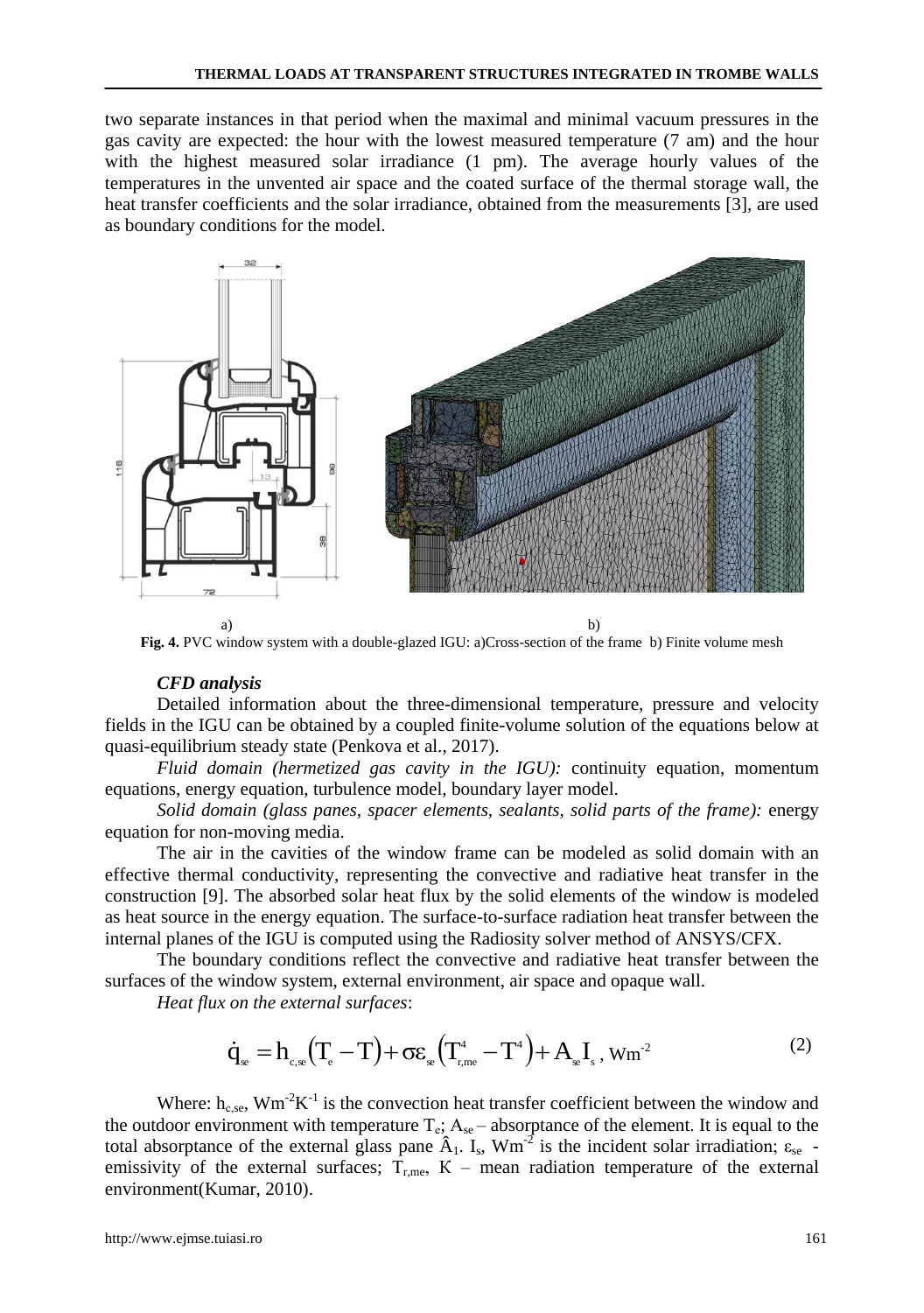two separate instances in that period when the maximal and minimal vacuum pressures in the gas cavity are expected: the hour with the lowest measured temperature (7 am) and the hour with the highest measured solar irradiance (1 pm). The average hourly values of the temperatures in the unvented air space and the coated surface of the thermal storage wall, the heat transfer coefficients and the solar irradiance, obtained from the measurements [3], are used as boundary conditions for the model.

a) b)

**Fig. 4.** PVC window system with a double-glazed IGU: a)Cross-section of the frame b) Finite volume mesh

### *CFD analysis*

Detailed information about the three-dimensional temperature, pressure and velocity fields in the IGU can be obtained by a coupled finite-volume solution of the equations below at quasi-equilibrium steady state (Penkova et al., 2017).

*Fluid domain (hermetized gas cavity in the IGU):* continuity equation, momentum equations, energy equation, turbulence model, boundary layer model.

*Solid domain (glass panes, spacer elements, sealants, solid parts of the frame):* energy equation for non-moving media.

The air in the cavities of the window frame can be modeled as solid domain with an effective thermal conductivity, representing the convective and radiative heat transfer in the construction [9]. The absorbed solar heat flux by the solid elements of the window is modeled as heat source in the energy equation. The surface-to-surface radiation heat transfer between the internal planes of the IGU is computed using the Radiosity solver method of ANSYS/CFX.

The boundary conditions reflect the convective and radiative heat transfer between the surfaces of the window system, external environment, air space and opaque wall.

*Heat flux on the external surfaces*:

$$\dot{q}_{se} = h_{c,se}\left(T_e - T\right) + \sigma\varepsilon_{se}\left(T_{r,me}^4 - T^4\right) + A_{se} I_s \text{, Wm}^{-2} \tag{2}$$

Where: $h_{c,se}$, $Wm^{-2}K^{-1}$ is the convection heat transfer coefficient between the window and the outdoor environment with temperature $T_e$; $A_{se}$ – absorptance of the element. It is equal to the total absorptance of the external glass pane $\hat{A}_1$. $I_s$, $Wm^{-2}$ is the incident solar irradiation; $\varepsilon_{se}$ - emissivity of the external surfaces; $T_{r,me}$, K – mean radiation temperature of the external environment(Kumar, 2010).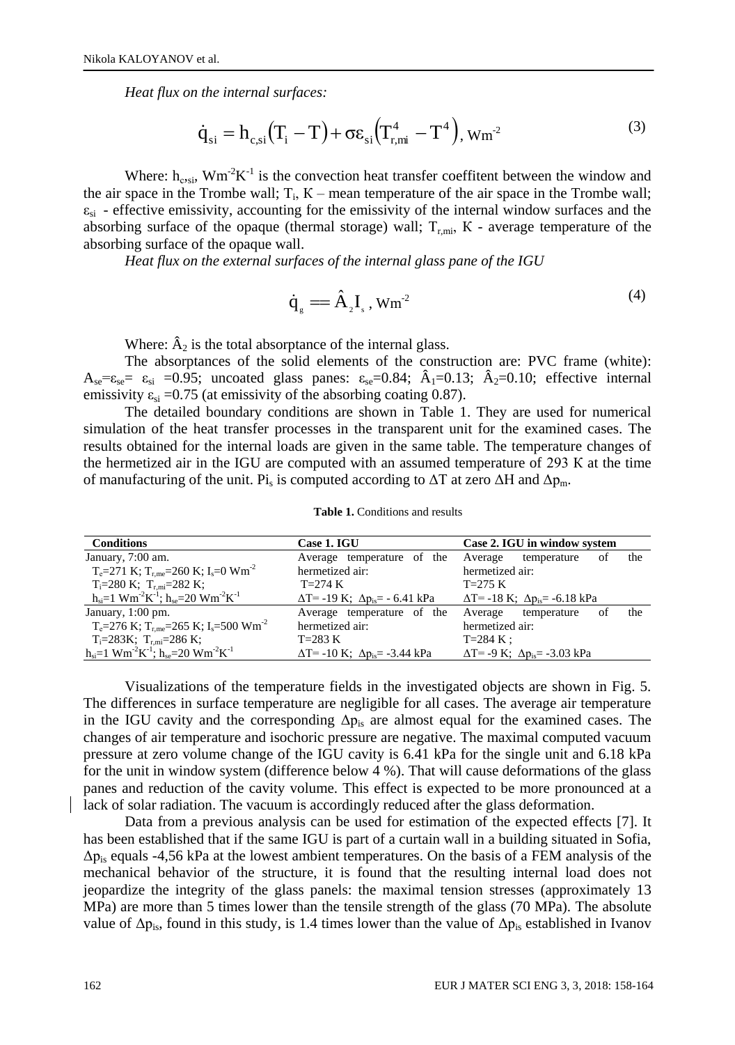*Heat flux on the internal surfaces:*

$$\dot{q}_{si} = h_{c,si}\left(T_i - T\right) + \sigma\varepsilon_{si}\left(T^4_{r,mi} - T^4\right), \text{ Wm}^{-2} \tag{3}$$

Where: $h_{c,si}$, $Wm^{-2}K^{-1}$ is the convection heat transfer coeffitent between the window and the air space in the Trombe wall; $T_i$, K – mean temperature of the air space in the Trombe wall; $\varepsilon_{si}$ - effective emissivity, accounting for the emissivity of the internal window surfaces and the absorbing surface of the opaque (thermal storage) wall; $T_{r,mi}$, K - average temperature of the absorbing surface of the opaque wall.

*Heat flux on the external surfaces of the internal glass pane of the IGU*

$$\dot{q}_{g} == \hat{A}_2 I_s \text{, Wm}^{-2} \tag{4}$$

Where: $\hat{A}_2$ is the total absorptance of the internal glass.

The absorptances of the solid elements of the construction are: PVC frame (white): $A_{se}$=$\varepsilon_{se}$= $\varepsilon_{si}$ =0.95; uncoated glass panes: $\varepsilon_{se}$=0.84; $\hat{A}_1$=0.13; $\hat{A}_2$=0.10; effective internal emissivity $\varepsilon_{si}$ =0.75 (at emissivity of the absorbing coating 0.87).

The detailed boundary conditions are shown in Table 1. They are used for numerical simulation of the heat transfer processes in the transparent unit for the examined cases. The results obtained for the internal loads are given in the same table. The temperature changes of the hermetized air in the IGU are computed with an assumed temperature of 293 K at the time of manufacturing of the unit. $Pi_s$ is computed according to $\Delta T$ at zero $\Delta H$ and $\Delta p_m$.

**Table 1.** Conditions and results

| Conditions | Case 1. IGU | Case 2. IGU in window system |
|---|---|---|
| January, 7:00 am.<br>$T_e$=271 K; $T_{r,me}$=260 K; $I_s$=0 $Wm^{-2}$<br>$T_i$=280 K; $T_{r,mi}$=282 K;<br>$h_{si}$=1 $Wm^{-2}K^{-1}$; $h_{se}$=20 $Wm^{-2}K^{-1}$ | Average temperature of the hermetized air:<br>T=274 K<br>$\Delta T$= -19 K; $\Delta p_{is}$= - 6.41 kPa | Average temperature of the hermetized air:<br>T=275 K<br>$\Delta T$= -18 K; $\Delta p_{is}$= -6.18 kPa |
| January, 1:00 pm.<br>$T_e$=276 K; $T_{r,me}$=265 K; $I_s$=500 $Wm^{-2}$<br>$T_i$=283K; $T_{r,mi}$=286 K;<br>$h_{si}$=1 $Wm^{-2}K^{-1}$; $h_{se}$=20 $Wm^{-2}K^{-1}$ | Average temperature of the hermetized air:<br>T=283 K<br>$\Delta T$= -10 K; $\Delta p_{is}$= -3.44 kPa | Average temperature of the hermetized air:<br>T=284 K ;<br>$\Delta T$= -9 K; $\Delta p_{is}$= -3.03 kPa |

Visualizations of the temperature fields in the investigated objects are shown in Fig. 5. The differences in surface temperature are negligible for all cases. The average air temperature in the IGU cavity and the corresponding $\Delta p_{is}$ are almost equal for the examined cases. The changes of air temperature and isochoric pressure are negative. The maximal computed vacuum pressure at zero volume change of the IGU cavity is 6.41 kPa for the single unit and 6.18 kPa for the unit in window system (difference below 4 %). That will cause deformations of the glass panes and reduction of the cavity volume. This effect is expected to be more pronounced at a lack of solar radiation. The vacuum is accordingly reduced after the glass deformation.

Data from a previous analysis can be used for estimation of the expected effects [7]. It has been established that if the same IGU is part of a curtain wall in a building situated in Sofia, $\Delta p_{is}$ equals -4,56 kPa at the lowest ambient temperatures. On the basis of a FEM analysis of the mechanical behavior of the structure, it is found that the resulting internal load does not jeopardize the integrity of the glass panels: the maximal tension stresses (approximately 13 MPa) are more than 5 times lower than the tensile strength of the glass (70 MPa). The absolute value of $\Delta p_{is}$, found in this study, is 1.4 times lower than the value of $\Delta p_{is}$ established in Ivanov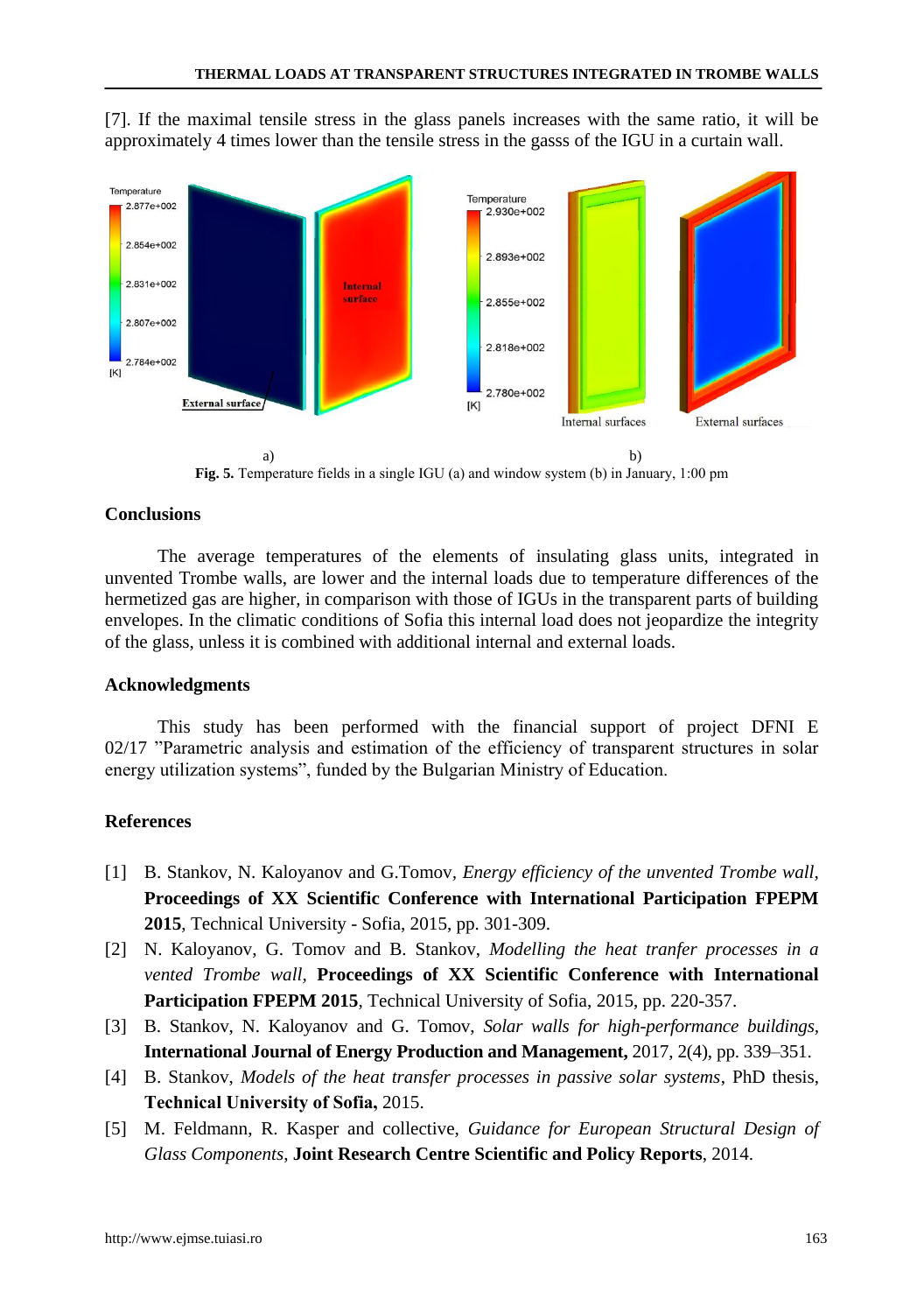[7]. If the maximal tensile stress in the glass panels increases with the same ratio, it will be approximately 4 times lower than the tensile stress in the gasss of the IGU in a curtain wall.

a) b)

**Fig. 5.** Temperature fields in a single IGU (a) and window system (b) in January, 1:00 pm

## Conclusions

The average temperatures of the elements of insulating glass units, integrated in unvented Trombe walls, are lower and the internal loads due to temperature differences of the hermetized gas are higher, in comparison with those of IGUs in the transparent parts of building envelopes. In the climatic conditions of Sofia this internal load does not jeopardize the integrity of the glass, unless it is combined with additional internal and external loads.

## Acknowledgments

This study has been performed with the financial support of project DFNI E 02/17 "Parametric analysis and estimation of the efficiency of transparent structures in solar energy utilization systems", funded by the Bulgarian Ministry of Education.

## References

[1] B. Stankov, N. Kaloyanov and G.Tomov, *Energy efficiency of the unvented Trombe wall*, **Proceedings of XX Scientific Conference with International Participation FPEPM 2015**, Technical University - Sofia, 2015, pp. 301-309.

[2] N. Kaloyanov, G. Tomov and B. Stankov, *Modelling the heat tranfer processes in a vented Trombe wall*, **Proceedings of XX Scientific Conference with International Participation FPEPM 2015**, Technical University of Sofia, 2015, pp. 220-357.

[3] B. Stankov, N. Kaloyanov and G. Tomov, *Solar walls for high-performance buildings*, **International Journal of Energy Production and Management,** 2017, 2(4), pp. 339–351.

[4] B. Stankov, *Models of the heat transfer processes in passive solar systems*, PhD thesis, **Technical University of Sofia,** 2015.

[5] M. Feldmann, R. Kasper and collective, *Guidance for European Structural Design of Glass Components*, **Joint Research Centre Scientific and Policy Reports**, 2014.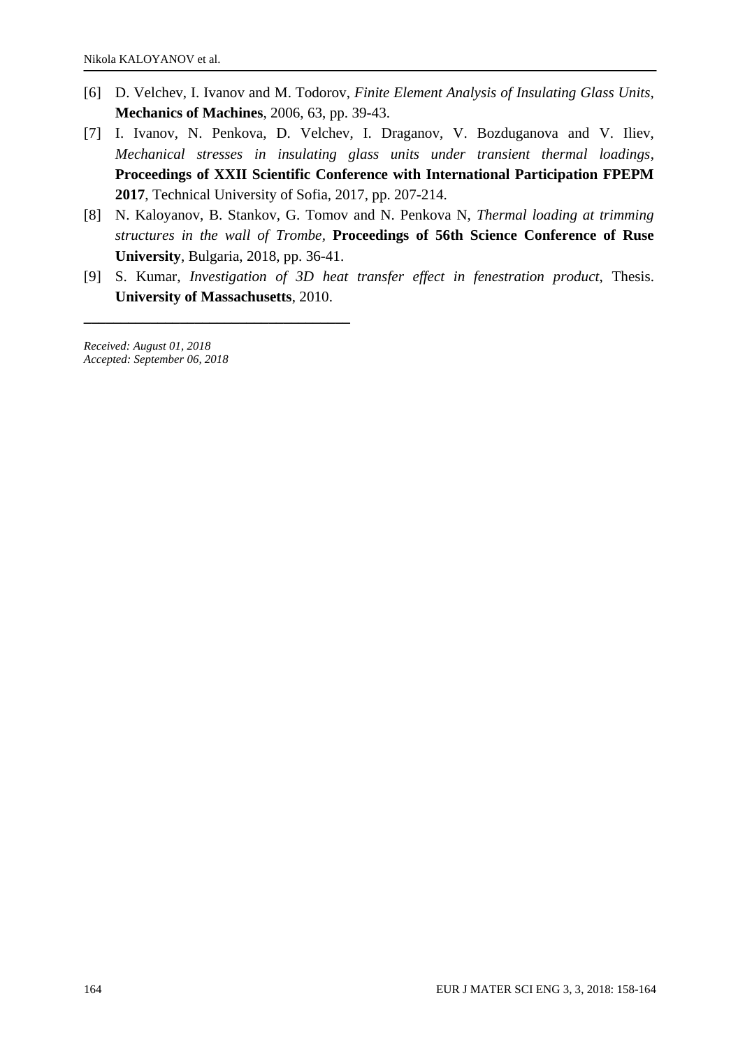[6] D. Velchev, I. Ivanov and M. Todorov, *Finite Element Analysis of Insulating Glass Units*, **Mechanics of Machines**, 2006, 63, pp. 39-43.

[7] I. Ivanov, N. Penkova, D. Velchev, I. Draganov, V. Bozduganova and V. Iliev, *Mechanical stresses in insulating glass units under transient thermal loadings*, **Proceedings of XXII Scientific Conference with International Participation FPEPM 2017**, Technical University of Sofia, 2017, pp. 207-214.

[8] N. Kaloyanov, B. Stankov, G. Tomov and N. Penkova N, *Thermal loading at trimming structures in the wall of Trombe*, **Proceedings of 56th Science Conference of Ruse University**, Bulgaria, 2018, pp. 36-41.

[9] S. Kumar, *Investigation of 3D heat transfer effect in fenestration product*, Thesis. **University of Massachusetts**, 2010.

---

*Received: August 01, 2018*
*Accepted: September 06, 2018*